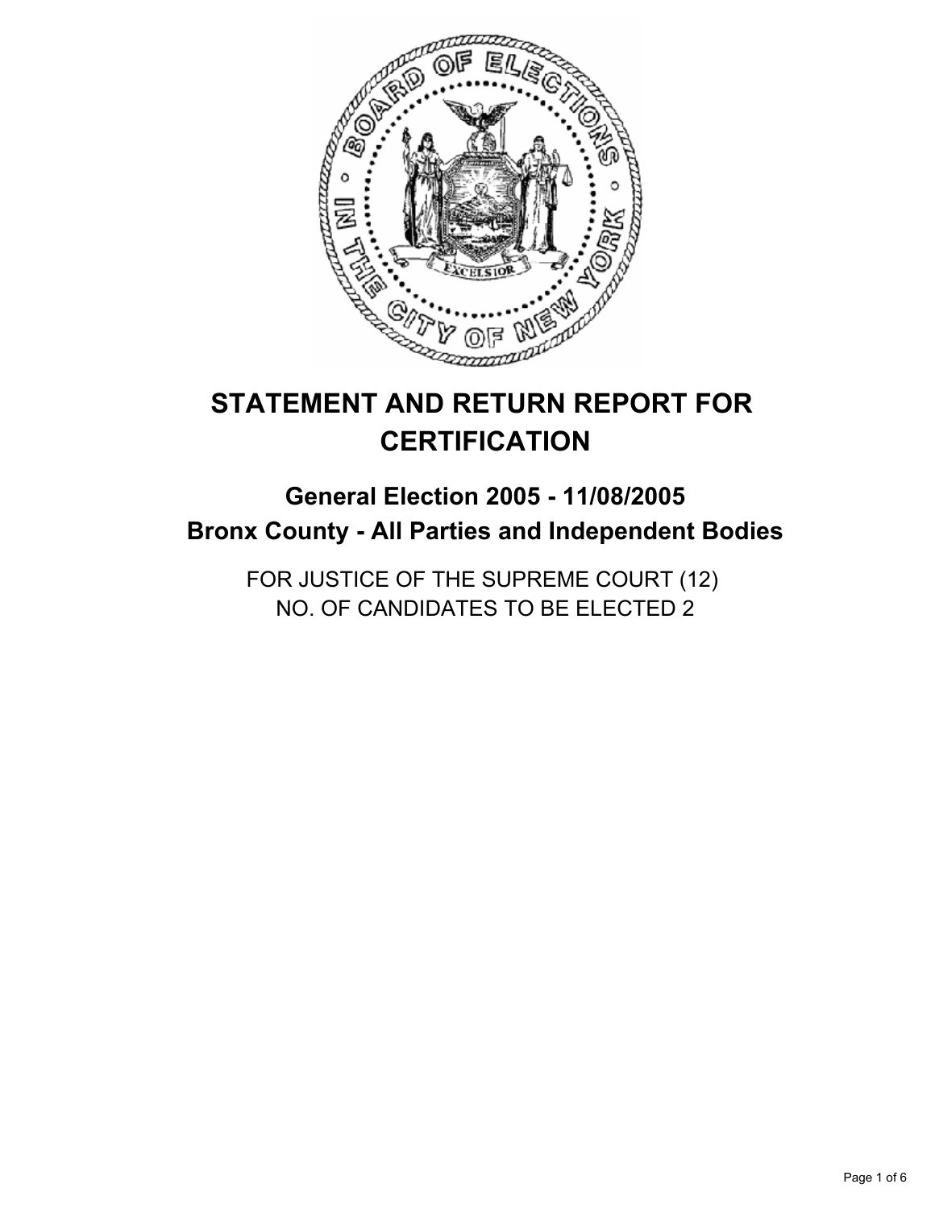# STATEMENT AND RETURN REPORT FOR CERTIFICATION

## General Election 2005 - 11/08/2005
## Bronx County - All Parties and Independent Bodies

FOR JUSTICE OF THE SUPREME COURT (12)
NO. OF CANDIDATES TO BE ELECTED 2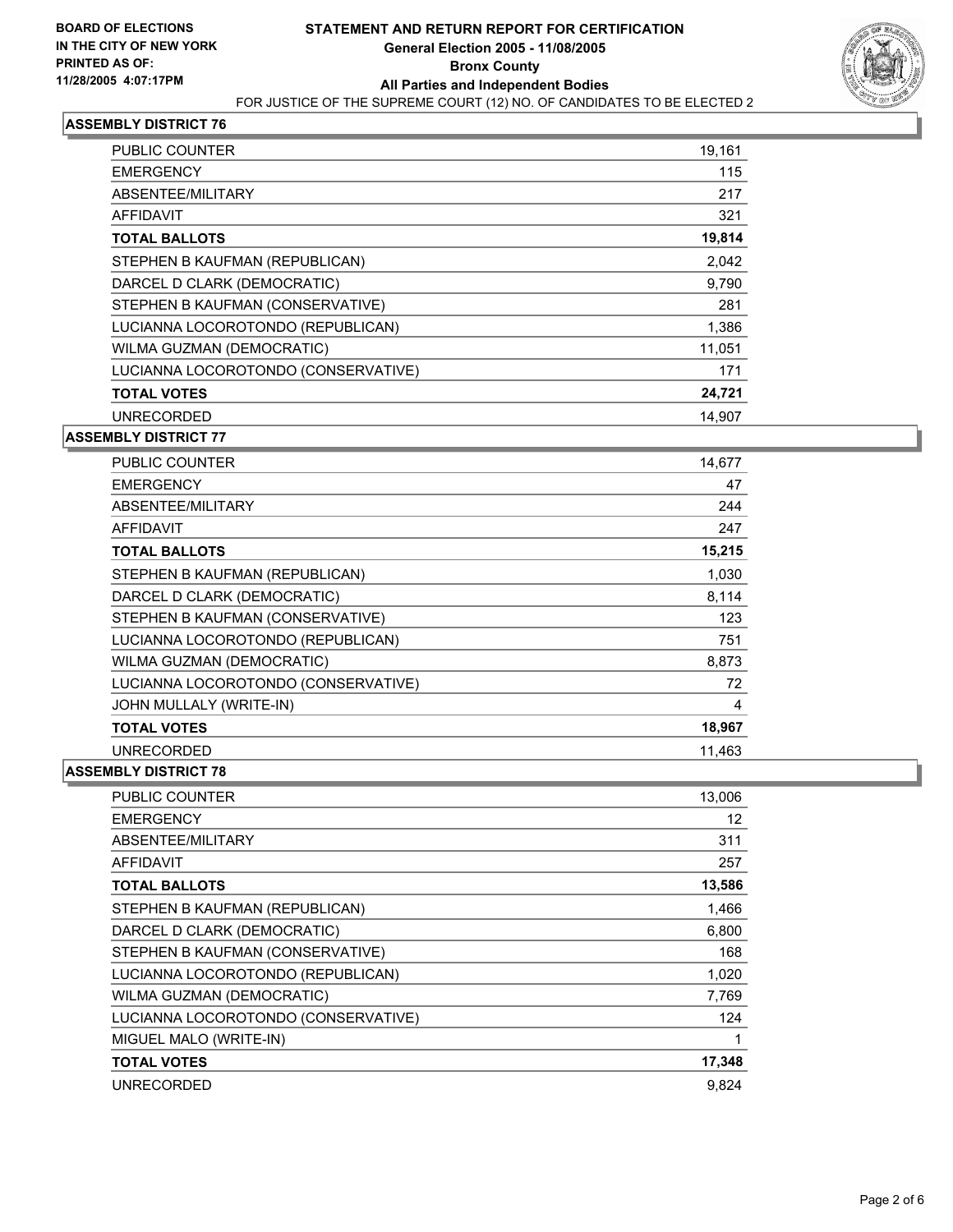**BOARD OF ELECTIONS IN THE CITY OF NEW YORK**
**PRINTED AS OF: 11/28/2005 4:07:17PM**

# STATEMENT AND RETURN REPORT FOR CERTIFICATION
## General Election 2005 - 11/08/2005
## Bronx County
## All Parties and Independent Bodies

FOR JUSTICE OF THE SUPREME COURT (12) NO. OF CANDIDATES TO BE ELECTED 2

### ASSEMBLY DISTRICT 76

| | |
|---|---|
| PUBLIC COUNTER | 19,161 |
| EMERGENCY | 115 |
| ABSENTEE/MILITARY | 217 |
| AFFIDAVIT | 321 |
| **TOTAL BALLOTS** | **19,814** |
| STEPHEN B KAUFMAN (REPUBLICAN) | 2,042 |
| DARCEL D CLARK (DEMOCRATIC) | 9,790 |
| STEPHEN B KAUFMAN (CONSERVATIVE) | 281 |
| LUCIANNA LOCOROTONDO (REPUBLICAN) | 1,386 |
| WILMA GUZMAN (DEMOCRATIC) | 11,051 |
| LUCIANNA LOCOROTONDO (CONSERVATIVE) | 171 |
| **TOTAL VOTES** | **24,721** |
| UNRECORDED | 14,907 |

### ASSEMBLY DISTRICT 77

| | |
|---|---|
| PUBLIC COUNTER | 14,677 |
| EMERGENCY | 47 |
| ABSENTEE/MILITARY | 244 |
| AFFIDAVIT | 247 |
| **TOTAL BALLOTS** | **15,215** |
| STEPHEN B KAUFMAN (REPUBLICAN) | 1,030 |
| DARCEL D CLARK (DEMOCRATIC) | 8,114 |
| STEPHEN B KAUFMAN (CONSERVATIVE) | 123 |
| LUCIANNA LOCOROTONDO (REPUBLICAN) | 751 |
| WILMA GUZMAN (DEMOCRATIC) | 8,873 |
| LUCIANNA LOCOROTONDO (CONSERVATIVE) | 72 |
| JOHN MULLALY (WRITE-IN) | 4 |
| **TOTAL VOTES** | **18,967** |
| UNRECORDED | 11,463 |

### ASSEMBLY DISTRICT 78

| | |
|---|---|
| PUBLIC COUNTER | 13,006 |
| EMERGENCY | 12 |
| ABSENTEE/MILITARY | 311 |
| AFFIDAVIT | 257 |
| **TOTAL BALLOTS** | **13,586** |
| STEPHEN B KAUFMAN (REPUBLICAN) | 1,466 |
| DARCEL D CLARK (DEMOCRATIC) | 6,800 |
| STEPHEN B KAUFMAN (CONSERVATIVE) | 168 |
| LUCIANNA LOCOROTONDO (REPUBLICAN) | 1,020 |
| WILMA GUZMAN (DEMOCRATIC) | 7,769 |
| LUCIANNA LOCOROTONDO (CONSERVATIVE) | 124 |
| MIGUEL MALO (WRITE-IN) | 1 |
| **TOTAL VOTES** | **17,348** |
| UNRECORDED | 9,824 |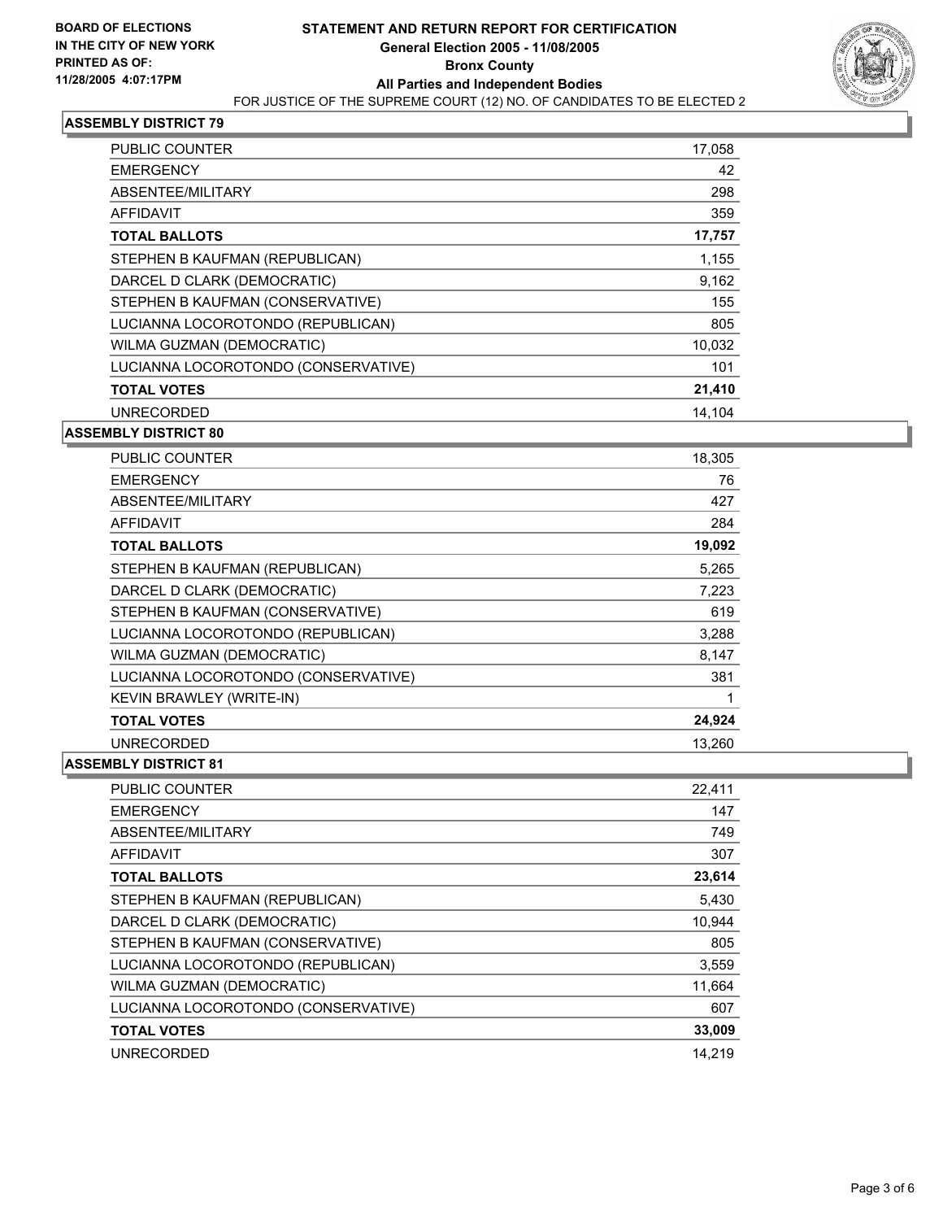**BOARD OF ELECTIONS IN THE CITY OF NEW YORK PRINTED AS OF: 11/28/2005 4:07:17PM**

# STATEMENT AND RETURN REPORT FOR CERTIFICATION
## General Election 2005 - 11/08/2005
## Bronx County
## All Parties and Independent Bodies
FOR JUSTICE OF THE SUPREME COURT (12) NO. OF CANDIDATES TO BE ELECTED 2

### ASSEMBLY DISTRICT 79

| | |
|---|---|
| PUBLIC COUNTER | 17,058 |
| EMERGENCY | 42 |
| ABSENTEE/MILITARY | 298 |
| AFFIDAVIT | 359 |
| **TOTAL BALLOTS** | **17,757** |
| STEPHEN B KAUFMAN (REPUBLICAN) | 1,155 |
| DARCEL D CLARK (DEMOCRATIC) | 9,162 |
| STEPHEN B KAUFMAN (CONSERVATIVE) | 155 |
| LUCIANNA LOCOROTONDO (REPUBLICAN) | 805 |
| WILMA GUZMAN (DEMOCRATIC) | 10,032 |
| LUCIANNA LOCOROTONDO (CONSERVATIVE) | 101 |
| **TOTAL VOTES** | **21,410** |
| UNRECORDED | 14,104 |

### ASSEMBLY DISTRICT 80

| | |
|---|---|
| PUBLIC COUNTER | 18,305 |
| EMERGENCY | 76 |
| ABSENTEE/MILITARY | 427 |
| AFFIDAVIT | 284 |
| **TOTAL BALLOTS** | **19,092** |
| STEPHEN B KAUFMAN (REPUBLICAN) | 5,265 |
| DARCEL D CLARK (DEMOCRATIC) | 7,223 |
| STEPHEN B KAUFMAN (CONSERVATIVE) | 619 |
| LUCIANNA LOCOROTONDO (REPUBLICAN) | 3,288 |
| WILMA GUZMAN (DEMOCRATIC) | 8,147 |
| LUCIANNA LOCOROTONDO (CONSERVATIVE) | 381 |
| KEVIN BRAWLEY (WRITE-IN) | 1 |
| **TOTAL VOTES** | **24,924** |
| UNRECORDED | 13,260 |

### ASSEMBLY DISTRICT 81

| | |
|---|---|
| PUBLIC COUNTER | 22,411 |
| EMERGENCY | 147 |
| ABSENTEE/MILITARY | 749 |
| AFFIDAVIT | 307 |
| **TOTAL BALLOTS** | **23,614** |
| STEPHEN B KAUFMAN (REPUBLICAN) | 5,430 |
| DARCEL D CLARK (DEMOCRATIC) | 10,944 |
| STEPHEN B KAUFMAN (CONSERVATIVE) | 805 |
| LUCIANNA LOCOROTONDO (REPUBLICAN) | 3,559 |
| WILMA GUZMAN (DEMOCRATIC) | 11,664 |
| LUCIANNA LOCOROTONDO (CONSERVATIVE) | 607 |
| **TOTAL VOTES** | **33,009** |
| UNRECORDED | 14,219 |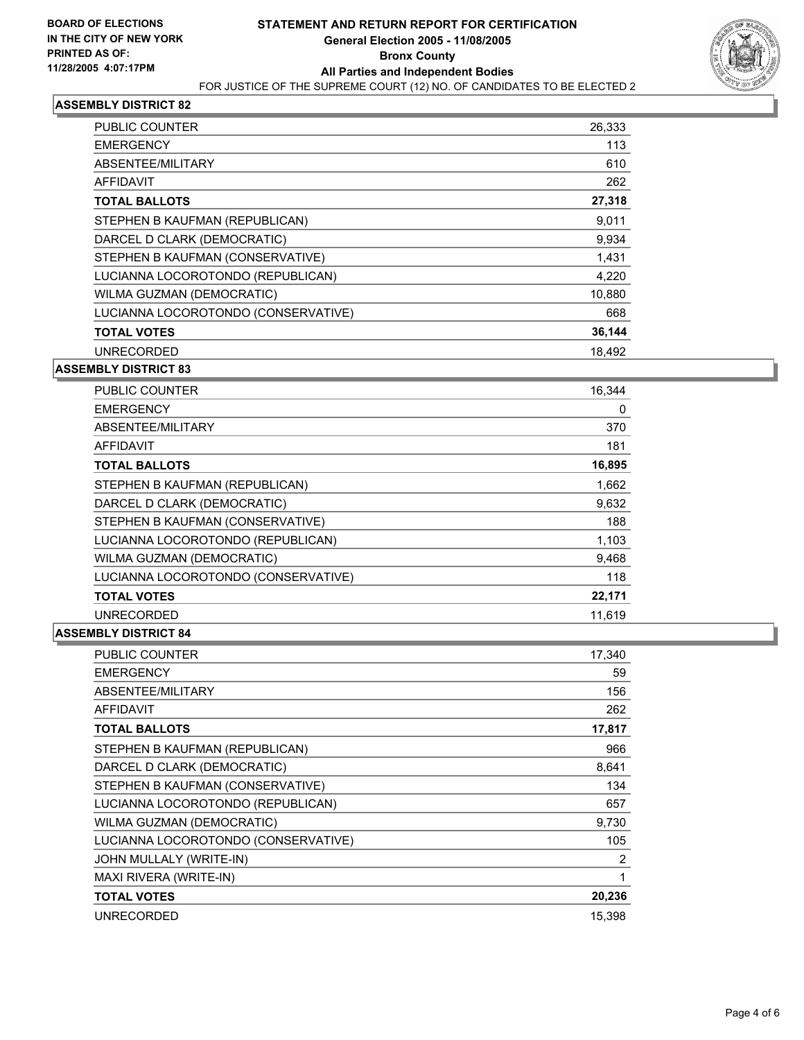**BOARD OF ELECTIONS IN THE CITY OF NEW YORK PRINTED AS OF: 11/28/2005 4:07:17PM**

# STATEMENT AND RETURN REPORT FOR CERTIFICATION
## General Election 2005 - 11/08/2005
## Bronx County
## All Parties and Independent Bodies
FOR JUSTICE OF THE SUPREME COURT (12) NO. OF CANDIDATES TO BE ELECTED 2

### ASSEMBLY DISTRICT 82

| | |
|---|---|
| PUBLIC COUNTER | 26,333 |
| EMERGENCY | 113 |
| ABSENTEE/MILITARY | 610 |
| AFFIDAVIT | 262 |
| **TOTAL BALLOTS** | **27,318** |
| STEPHEN B KAUFMAN (REPUBLICAN) | 9,011 |
| DARCEL D CLARK (DEMOCRATIC) | 9,934 |
| STEPHEN B KAUFMAN (CONSERVATIVE) | 1,431 |
| LUCIANNA LOCOROTONDO (REPUBLICAN) | 4,220 |
| WILMA GUZMAN (DEMOCRATIC) | 10,880 |
| LUCIANNA LOCOROTONDO (CONSERVATIVE) | 668 |
| **TOTAL VOTES** | **36,144** |
| UNRECORDED | 18,492 |

### ASSEMBLY DISTRICT 83

| | |
|---|---|
| PUBLIC COUNTER | 16,344 |
| EMERGENCY | 0 |
| ABSENTEE/MILITARY | 370 |
| AFFIDAVIT | 181 |
| **TOTAL BALLOTS** | **16,895** |
| STEPHEN B KAUFMAN (REPUBLICAN) | 1,662 |
| DARCEL D CLARK (DEMOCRATIC) | 9,632 |
| STEPHEN B KAUFMAN (CONSERVATIVE) | 188 |
| LUCIANNA LOCOROTONDO (REPUBLICAN) | 1,103 |
| WILMA GUZMAN (DEMOCRATIC) | 9,468 |
| LUCIANNA LOCOROTONDO (CONSERVATIVE) | 118 |
| **TOTAL VOTES** | **22,171** |
| UNRECORDED | 11,619 |

### ASSEMBLY DISTRICT 84

| | |
|---|---|
| PUBLIC COUNTER | 17,340 |
| EMERGENCY | 59 |
| ABSENTEE/MILITARY | 156 |
| AFFIDAVIT | 262 |
| **TOTAL BALLOTS** | **17,817** |
| STEPHEN B KAUFMAN (REPUBLICAN) | 966 |
| DARCEL D CLARK (DEMOCRATIC) | 8,641 |
| STEPHEN B KAUFMAN (CONSERVATIVE) | 134 |
| LUCIANNA LOCOROTONDO (REPUBLICAN) | 657 |
| WILMA GUZMAN (DEMOCRATIC) | 9,730 |
| LUCIANNA LOCOROTONDO (CONSERVATIVE) | 105 |
| JOHN MULLALY (WRITE-IN) | 2 |
| MAXI RIVERA (WRITE-IN) | 1 |
| **TOTAL VOTES** | **20,236** |
| UNRECORDED | 15,398 |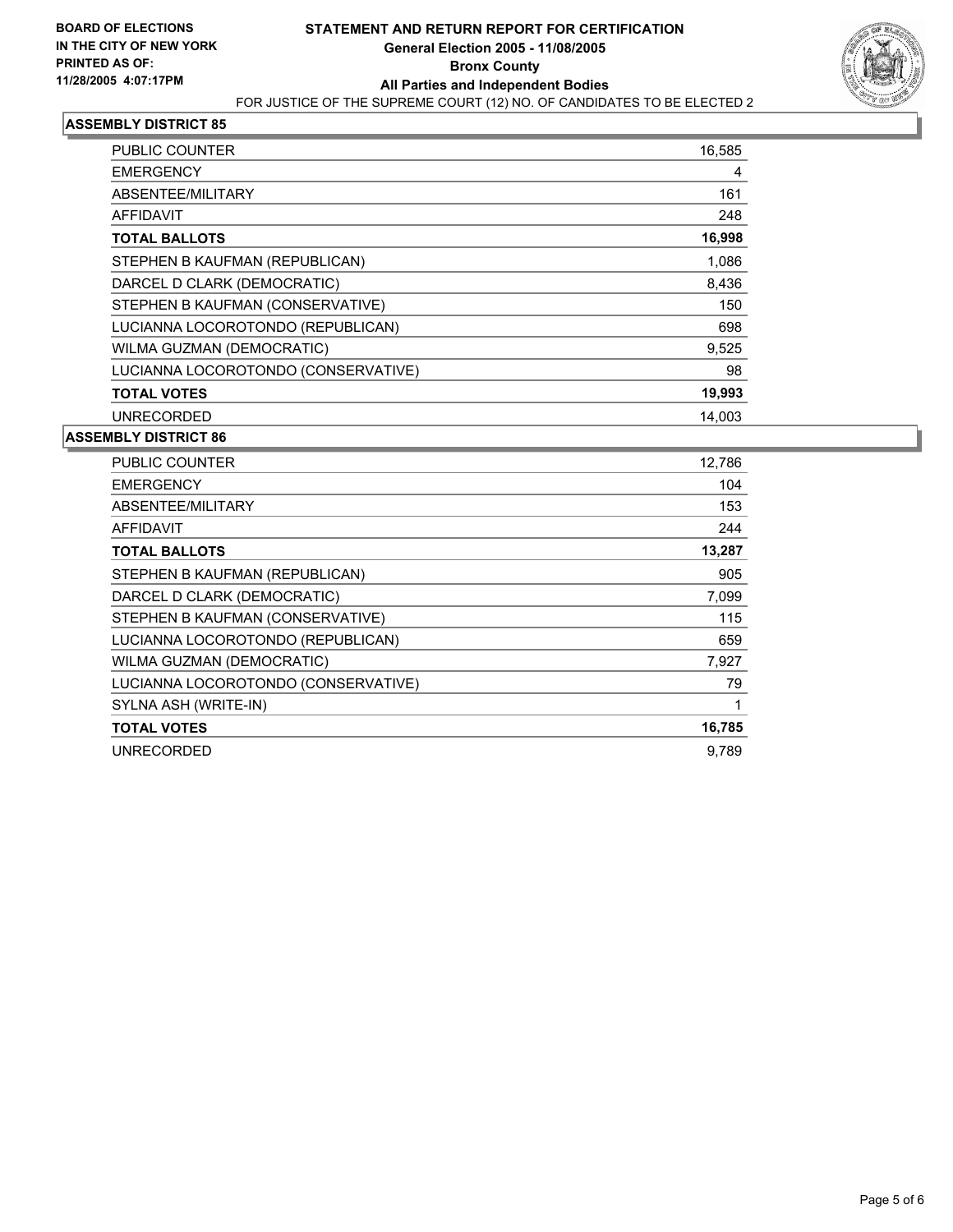**BOARD OF ELECTIONS IN THE CITY OF NEW YORK PRINTED AS OF: 11/28/2005 4:07:17PM**

# STATEMENT AND RETURN REPORT FOR CERTIFICATION
## General Election 2005 - 11/08/2005
## Bronx County
## All Parties and Independent Bodies
FOR JUSTICE OF THE SUPREME COURT (12) NO. OF CANDIDATES TO BE ELECTED 2

### ASSEMBLY DISTRICT 85

| | |
|---|---|
| PUBLIC COUNTER | 16,585 |
| EMERGENCY | 4 |
| ABSENTEE/MILITARY | 161 |
| AFFIDAVIT | 248 |
| **TOTAL BALLOTS** | **16,998** |
| STEPHEN B KAUFMAN (REPUBLICAN) | 1,086 |
| DARCEL D CLARK (DEMOCRATIC) | 8,436 |
| STEPHEN B KAUFMAN (CONSERVATIVE) | 150 |
| LUCIANNA LOCOROTONDO (REPUBLICAN) | 698 |
| WILMA GUZMAN (DEMOCRATIC) | 9,525 |
| LUCIANNA LOCOROTONDO (CONSERVATIVE) | 98 |
| **TOTAL VOTES** | **19,993** |
| UNRECORDED | 14,003 |

### ASSEMBLY DISTRICT 86

| | |
|---|---|
| PUBLIC COUNTER | 12,786 |
| EMERGENCY | 104 |
| ABSENTEE/MILITARY | 153 |
| AFFIDAVIT | 244 |
| **TOTAL BALLOTS** | **13,287** |
| STEPHEN B KAUFMAN (REPUBLICAN) | 905 |
| DARCEL D CLARK (DEMOCRATIC) | 7,099 |
| STEPHEN B KAUFMAN (CONSERVATIVE) | 115 |
| LUCIANNA LOCOROTONDO (REPUBLICAN) | 659 |
| WILMA GUZMAN (DEMOCRATIC) | 7,927 |
| LUCIANNA LOCOROTONDO (CONSERVATIVE) | 79 |
| SYLNA ASH (WRITE-IN) | 1 |
| **TOTAL VOTES** | **16,785** |
| UNRECORDED | 9,789 |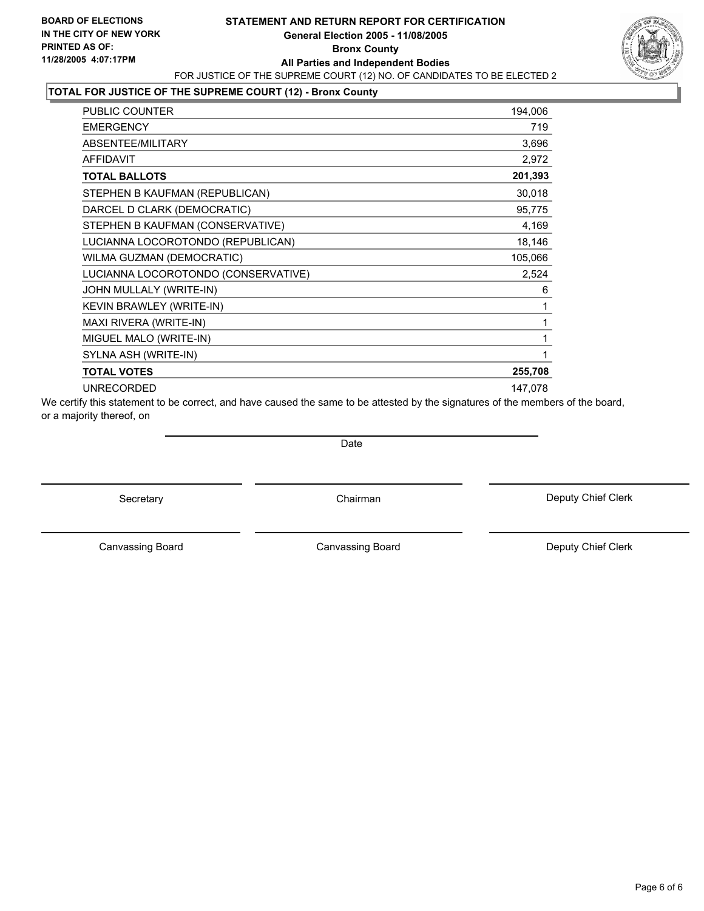**BOARD OF ELECTIONS IN THE CITY OF NEW YORK PRINTED AS OF: 11/28/2005 4:07:17PM**

# STATEMENT AND RETURN REPORT FOR CERTIFICATION

**General Election 2005 - 11/08/2005**

**Bronx County**

**All Parties and Independent Bodies**

FOR JUSTICE OF THE SUPREME COURT (12) NO. OF CANDIDATES TO BE ELECTED 2

## TOTAL FOR JUSTICE OF THE SUPREME COURT (12) - Bronx County

| | |
|---|---|
| PUBLIC COUNTER | 194,006 |
| EMERGENCY | 719 |
| ABSENTEE/MILITARY | 3,696 |
| AFFIDAVIT | 2,972 |
| **TOTAL BALLOTS** | **201,393** |
| STEPHEN B KAUFMAN (REPUBLICAN) | 30,018 |
| DARCEL D CLARK (DEMOCRATIC) | 95,775 |
| STEPHEN B KAUFMAN (CONSERVATIVE) | 4,169 |
| LUCIANNA LOCOROTONDO (REPUBLICAN) | 18,146 |
| WILMA GUZMAN (DEMOCRATIC) | 105,066 |
| LUCIANNA LOCOROTONDO (CONSERVATIVE) | 2,524 |
| JOHN MULLALY (WRITE-IN) | 6 |
| KEVIN BRAWLEY (WRITE-IN) | 1 |
| MAXI RIVERA (WRITE-IN) | 1 |
| MIGUEL MALO (WRITE-IN) | 1 |
| SYLNA ASH (WRITE-IN) | 1 |
| **TOTAL VOTES** | **255,708** |
| UNRECORDED | 147,078 |

We certify this statement to be correct, and have caused the same to be attested by the signatures of the members of the board, or a majority thereof, on

Date

Secretary | Chairman | Deputy Chief Clerk

Canvassing Board | Canvassing Board | Deputy Chief Clerk